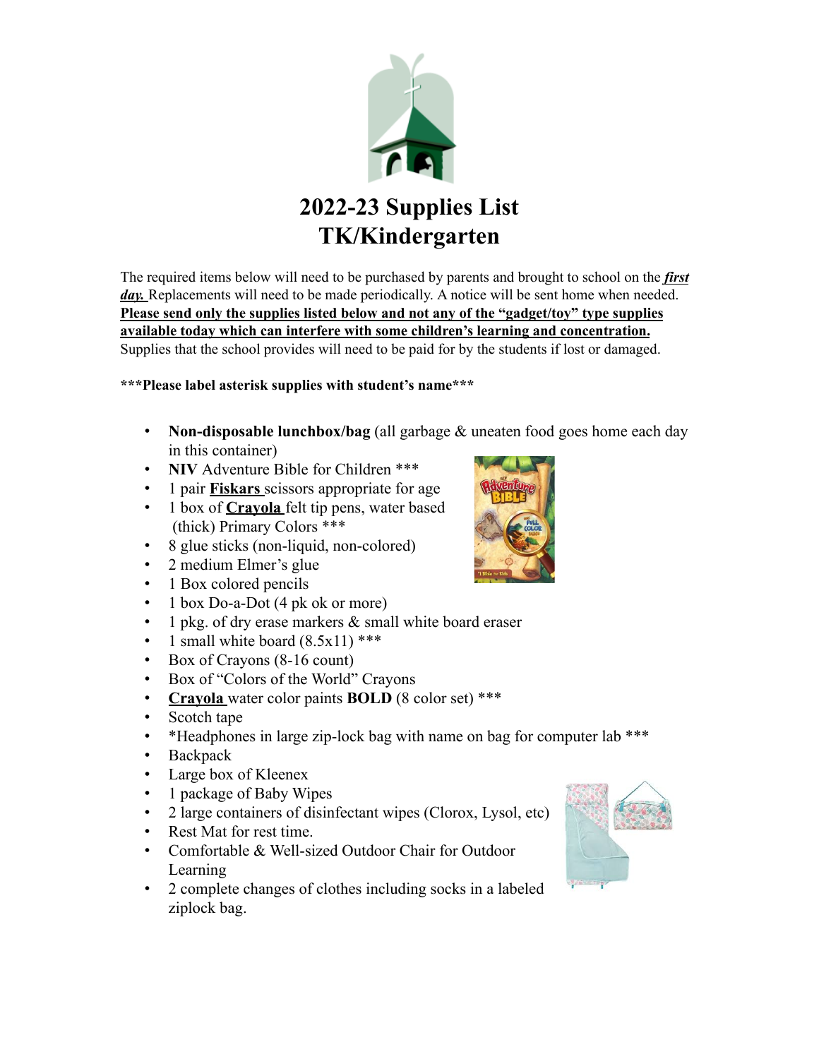# 2022-23 Supplies List
# TK/Kindergarten

The required items below will need to be purchased by parents and brought to school on the ***first day.*** Replacements will need to be made periodically. A notice will be sent home when needed. **Please send only the supplies listed below and not any of the "gadget/toy" type supplies available today which can interfere with some children's learning and concentration.** Supplies that the school provides will need to be paid for by the students if lost or damaged.

**\*\*\*Please label asterisk supplies with student's name\*\*\***

- **Non-disposable lunchbox/bag** (all garbage & uneaten food goes home each day in this container)
- **NIV** Adventure Bible for Children ***
- 1 pair **Fiskars** scissors appropriate for age
- 1 box of **Crayola** felt tip pens, water based (thick) Primary Colors ***
- 8 glue sticks (non-liquid, non-colored)
- 2 medium Elmer's glue
- 1 Box colored pencils
- 1 box Do-a-Dot (4 pk ok or more)
- 1 pkg. of dry erase markers & small white board eraser
- 1 small white board (8.5x11) ***
- Box of Crayons (8-16 count)
- Box of "Colors of the World" Crayons
- **Crayola** water color paints **BOLD** (8 color set) ***
- Scotch tape
- *Headphones in large zip-lock bag with name on bag for computer lab ***
- Backpack
- Large box of Kleenex
- 1 package of Baby Wipes
- 2 large containers of disinfectant wipes (Clorox, Lysol, etc)
- Rest Mat for rest time.
- Comfortable & Well-sized Outdoor Chair for Outdoor Learning
- 2 complete changes of clothes including socks in a labeled ziplock bag.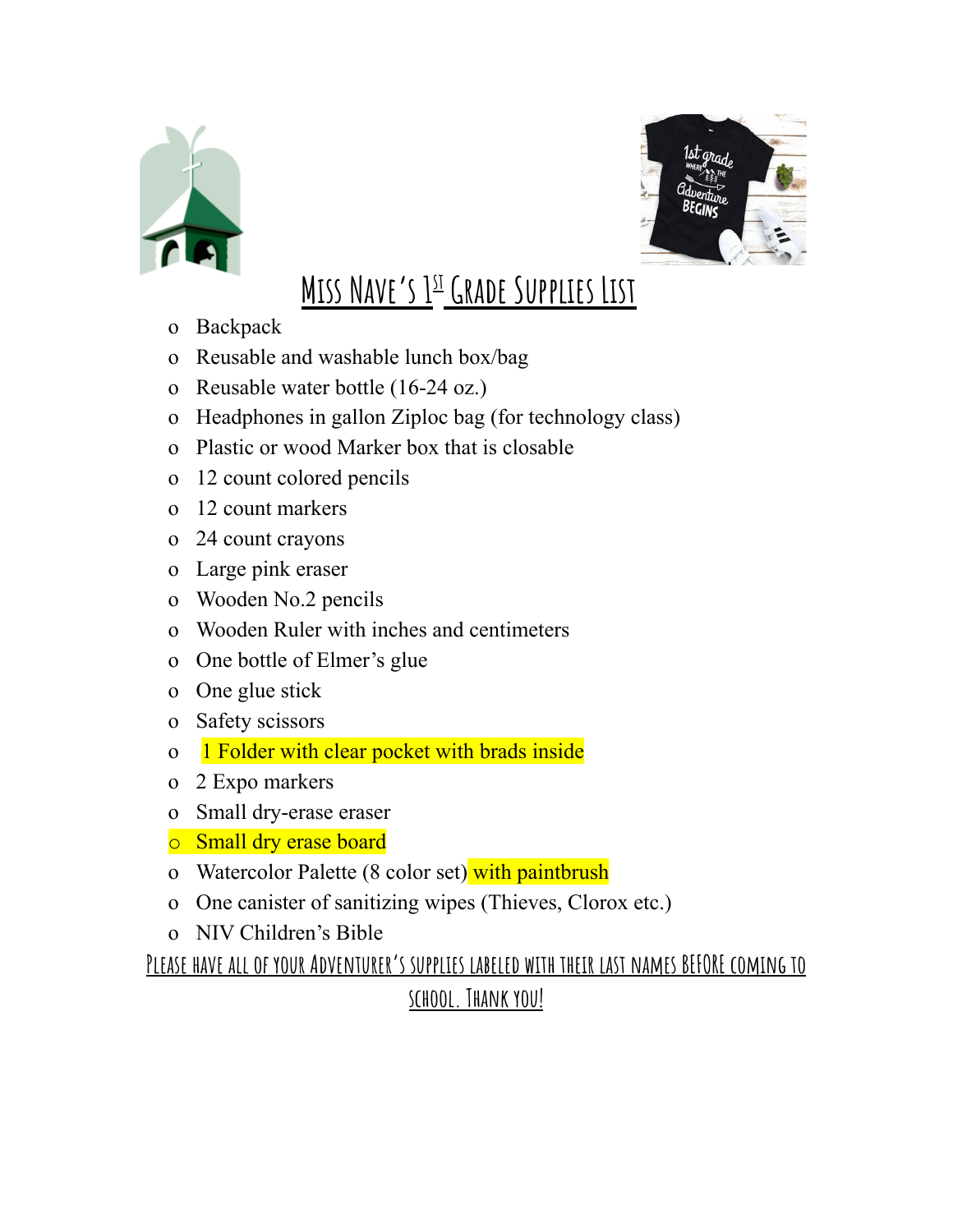# Miss Nave's 1st Grade Supplies List

- Backpack
- Reusable and washable lunch box/bag
- Reusable water bottle (16-24 oz.)
- Headphones in gallon Ziploc bag (for technology class)
- Plastic or wood Marker box that is closable
- 12 count colored pencils
- 12 count markers
- 24 count crayons
- Large pink eraser
- Wooden No.2 pencils
- Wooden Ruler with inches and centimeters
- One bottle of Elmer's glue
- One glue stick
- Safety scissors
- 1 Folder with clear pocket with brads inside
- 2 Expo markers
- Small dry-erase eraser
- Small dry erase board
- Watercolor Palette (8 color set) with paintbrush
- One canister of sanitizing wipes (Thieves, Clorox etc.)
- NIV Children's Bible

**Please have all of your Adventurer's supplies labeled with their last names BEFORE coming to school. Thank you!**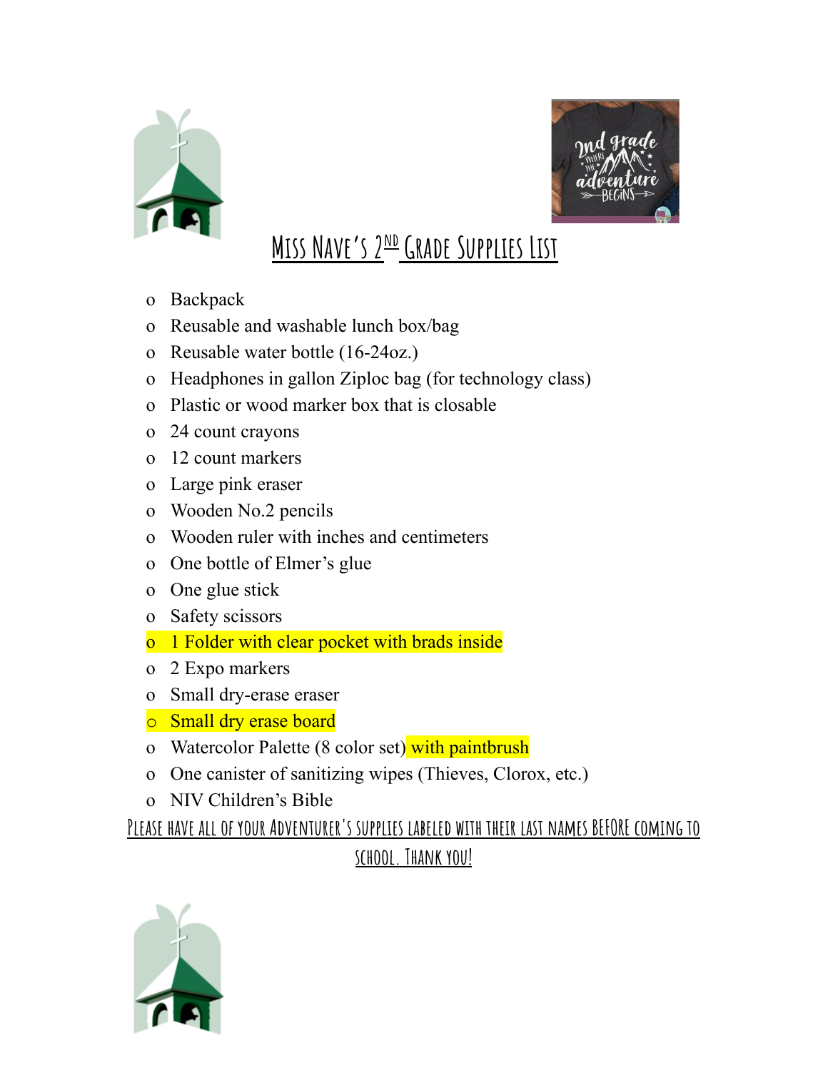# Miss Nave's 2ND Grade Supplies List

- Backpack
- Reusable and washable lunch box/bag
- Reusable water bottle (16-24oz.)
- Headphones in gallon Ziploc bag (for technology class)
- Plastic or wood marker box that is closable
- 24 count crayons
- 12 count markers
- Large pink eraser
- Wooden No.2 pencils
- Wooden ruler with inches and centimeters
- One bottle of Elmer's glue
- One glue stick
- Safety scissors
- 1 Folder with clear pocket with brads inside
- 2 Expo markers
- Small dry-erase eraser
- Small dry erase board
- Watercolor Palette (8 color set) with paintbrush
- One canister of sanitizing wipes (Thieves, Clorox, etc.)
- NIV Children's Bible

Please have all of your Adventurer's supplies labeled with their last names BEFORE coming to school. Thank you!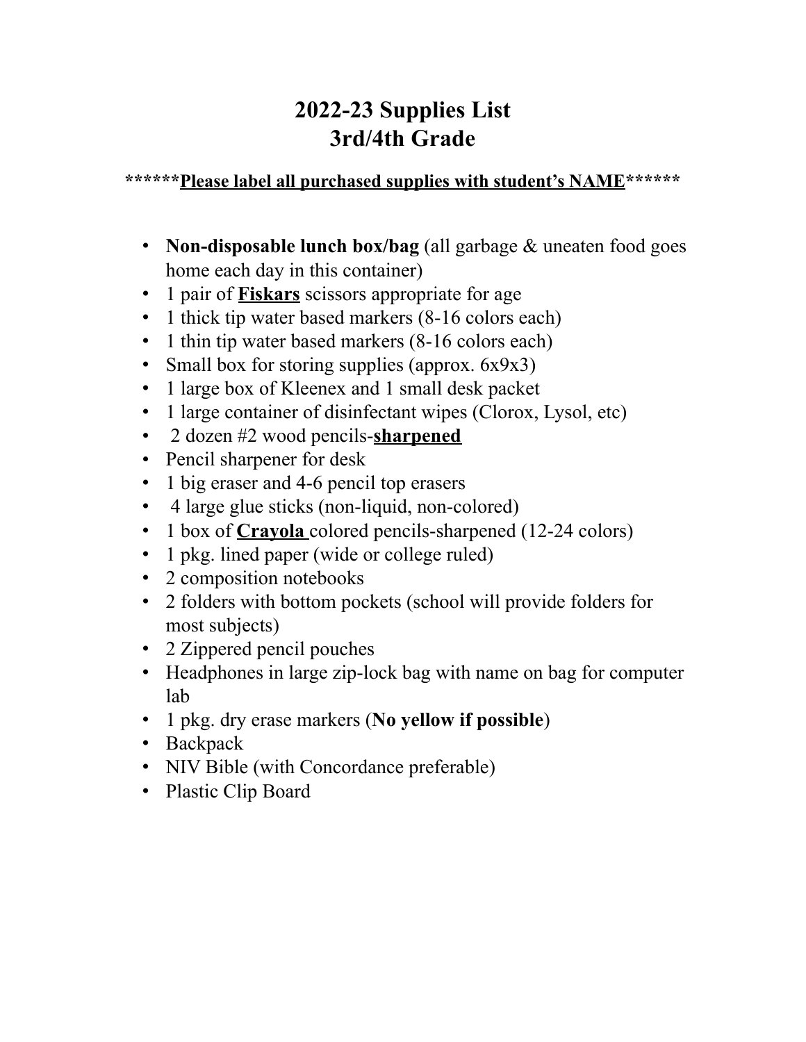# 2022-23 Supplies List
# 3rd/4th Grade

******<u>**Please label all purchased supplies with student's NAME**</u>******

- **Non-disposable lunch box/bag** (all garbage & uneaten food goes home each day in this container)
- 1 pair of <u>**Fiskars**</u> scissors appropriate for age
- 1 thick tip water based markers (8-16 colors each)
- 1 thin tip water based markers (8-16 colors each)
- Small box for storing supplies (approx. 6x9x3)
- 1 large box of Kleenex and 1 small desk packet
- 1 large container of disinfectant wipes (Clorox, Lysol, etc)
- 2 dozen #2 wood pencils-<u>**sharpened**</u>
- Pencil sharpener for desk
- 1 big eraser and 4-6 pencil top erasers
- 4 large glue sticks (non-liquid, non-colored)
- 1 box of <u>**Crayola**</u> colored pencils-sharpened (12-24 colors)
- 1 pkg. lined paper (wide or college ruled)
- 2 composition notebooks
- 2 folders with bottom pockets (school will provide folders for most subjects)
- 2 Zippered pencil pouches
- Headphones in large zip-lock bag with name on bag for computer lab
- 1 pkg. dry erase markers (**No yellow if possible**)
- Backpack
- NIV Bible (with Concordance preferable)
- Plastic Clip Board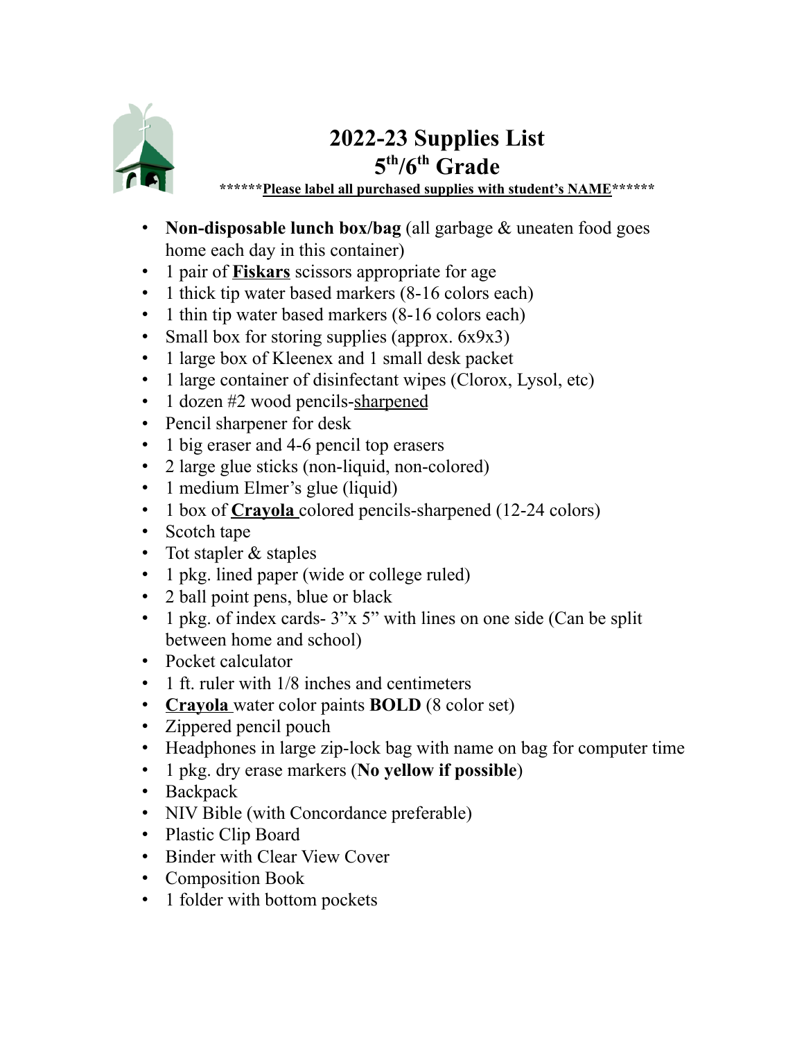# 2022-23 Supplies List
# 5th/6th Grade

******Please label all purchased supplies with student's NAME******

- **Non-disposable lunch box/bag** (all garbage & uneaten food goes home each day in this container)
- 1 pair of **Fiskars** scissors appropriate for age
- 1 thick tip water based markers (8-16 colors each)
- 1 thin tip water based markers (8-16 colors each)
- Small box for storing supplies (approx. 6x9x3)
- 1 large box of Kleenex and 1 small desk packet
- 1 large container of disinfectant wipes (Clorox, Lysol, etc)
- 1 dozen #2 wood pencils-sharpened
- Pencil sharpener for desk
- 1 big eraser and 4-6 pencil top erasers
- 2 large glue sticks (non-liquid, non-colored)
- 1 medium Elmer's glue (liquid)
- 1 box of **Crayola** colored pencils-sharpened (12-24 colors)
- Scotch tape
- Tot stapler & staples
- 1 pkg. lined paper (wide or college ruled)
- 2 ball point pens, blue or black
- 1 pkg. of index cards- 3"x 5" with lines on one side (Can be split between home and school)
- Pocket calculator
- 1 ft. ruler with 1/8 inches and centimeters
- **Crayola** water color paints **BOLD** (8 color set)
- Zippered pencil pouch
- Headphones in large zip-lock bag with name on bag for computer time
- 1 pkg. dry erase markers (**No yellow if possible**)
- Backpack
- NIV Bible (with Concordance preferable)
- Plastic Clip Board
- Binder with Clear View Cover
- Composition Book
- 1 folder with bottom pockets